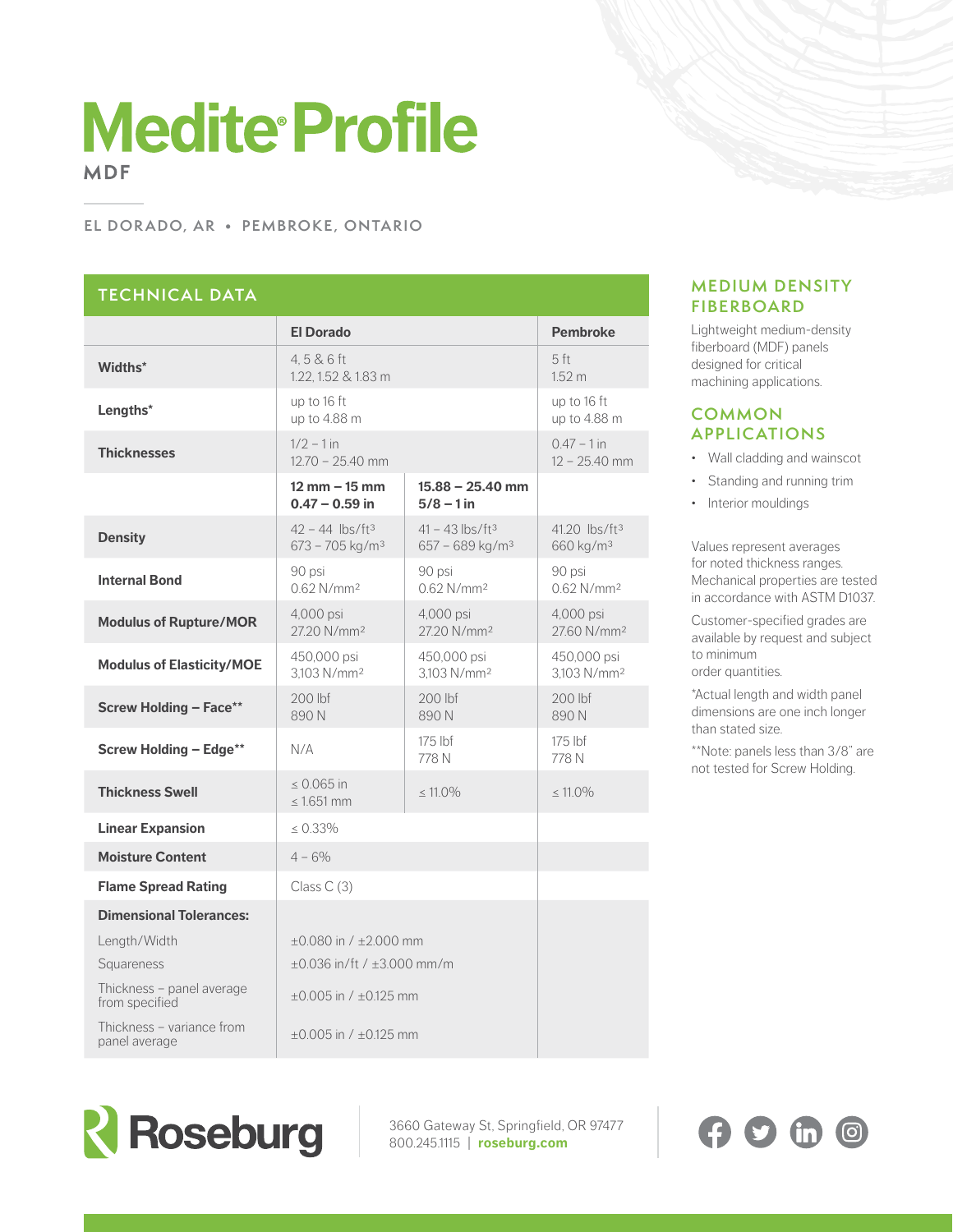# Medite® Profile

**MDF**

EL DORADO, AR • PEMBROKE, ONTARIO

## TECHNICAL DATA

| | El Dorado | | Pembroke |
|---|---|---|---|
| **Widths*** | 4, 5 & 6 ft<br>1.22, 1.52 & 1.83 m | | 5 ft<br>1.52 m |
| **Lengths*** | up to 16 ft<br>up to 4.88 m | | up to 16 ft<br>up to 4.88 m |
| **Thicknesses** | 1/2 – 1 in<br>12.70 – 25.40 mm | | 0.47 – 1 in<br>12 – 25.40 mm |
| | **12 mm – 15 mm**<br>**0.47 – 0.59 in** | **15.88 – 25.40 mm**<br>**5/8 – 1 in** | |
| **Density** | 42 – 44 lbs/ft³<br>673 – 705 kg/m³ | 41 – 43 lbs/ft³<br>657 – 689 kg/m³ | 41.20 lbs/ft³<br>660 kg/m³ |
| **Internal Bond** | 90 psi<br>0.62 N/mm² | 90 psi<br>0.62 N/mm² | 90 psi<br>0.62 N/mm² |
| **Modulus of Rupture/MOR** | 4,000 psi<br>27.20 N/mm² | 4,000 psi<br>27.20 N/mm² | 4,000 psi<br>27.60 N/mm² |
| **Modulus of Elasticity/MOE** | 450,000 psi<br>3,103 N/mm² | 450,000 psi<br>3,103 N/mm² | 450,000 psi<br>3,103 N/mm² |
| **Screw Holding – Face**** | 200 lbf<br>890 N | 200 lbf<br>890 N | 200 lbf<br>890 N |
| **Screw Holding – Edge**** | N/A | 175 lbf<br>778 N | 175 lbf<br>778 N |
| **Thickness Swell** | ≤ 0.065 in<br>≤ 1.651 mm | ≤ 11.0% | ≤ 11.0% |
| **Linear Expansion** | ≤ 0.33% | | |
| **Moisture Content** | 4 – 6% | | |
| **Flame Spread Rating** | Class C (3) | | |
| **Dimensional Tolerances:** | | | |
| Length/Width | ±0.080 in / ±2.000 mm | | |
| Squareness | ±0.036 in/ft / ±3.000 mm/m | | |
| Thickness – panel average from specified | ±0.005 in / ±0.125 mm | | |
| Thickness – variance from panel average | ±0.005 in / ±0.125 mm | | |

## MEDIUM DENSITY FIBERBOARD

Lightweight medium-density fiberboard (MDF) panels designed for critical machining applications.

## COMMON APPLICATIONS

- Wall cladding and wainscot
- Standing and running trim
- Interior mouldings

Values represent averages for noted thickness ranges. Mechanical properties are tested in accordance with ASTM D1037.

Customer-specified grades are available by request and subject to minimum order quantities.

*Actual length and width panel dimensions are one inch longer than stated size.

**Note: panels less than 3/8" are not tested for Screw Holding.

Roseburg

3660 Gateway St, Springfield, OR 97477
800.245.1115 | **roseburg.com**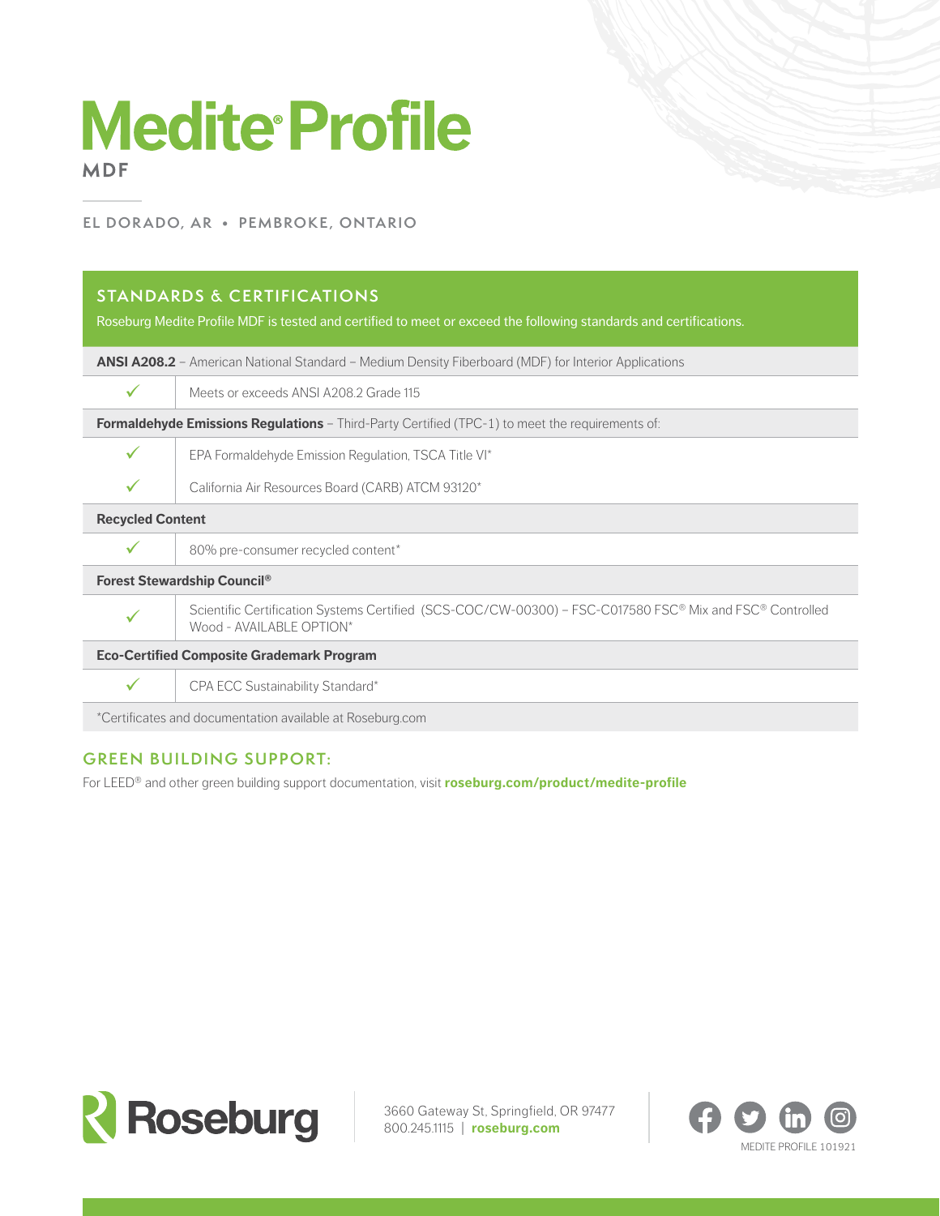# Medite® Profile

**MDF**

EL DORADO, AR • PEMBROKE, ONTARIO

## STANDARDS & CERTIFICATIONS

Roseburg Medite Profile MDF is tested and certified to meet or exceed the following standards and certifications.

| | |
|---|---|
| **ANSI A208.2** – American National Standard – Medium Density Fiberboard (MDF) for Interior Applications | |
| ✓ | Meets or exceeds ANSI A208.2 Grade 115 |
| **Formaldehyde Emissions Regulations** – Third-Party Certified (TPC-1) to meet the requirements of: | |
| ✓ | EPA Formaldehyde Emission Regulation, TSCA Title VI* |
| ✓ | California Air Resources Board (CARB) ATCM 93120* |
| **Recycled Content** | |
| ✓ | 80% pre-consumer recycled content* |
| **Forest Stewardship Council®** | |
| ✓ | Scientific Certification Systems Certified (SCS-COC/CW-00300) – FSC-C017580 FSC® Mix and FSC® Controlled Wood - AVAILABLE OPTION* |
| **Eco-Certified Composite Grademark Program** | |
| ✓ | CPA ECC Sustainability Standard* |
| *Certificates and documentation available at Roseburg.com | |

## GREEN BUILDING SUPPORT:

For LEED® and other green building support documentation, visit **roseburg.com/product/medite-profile**

Roseburg

3660 Gateway St, Springfield, OR 97477
800.245.1115 | **roseburg.com**

MEDITE PROFILE 101921